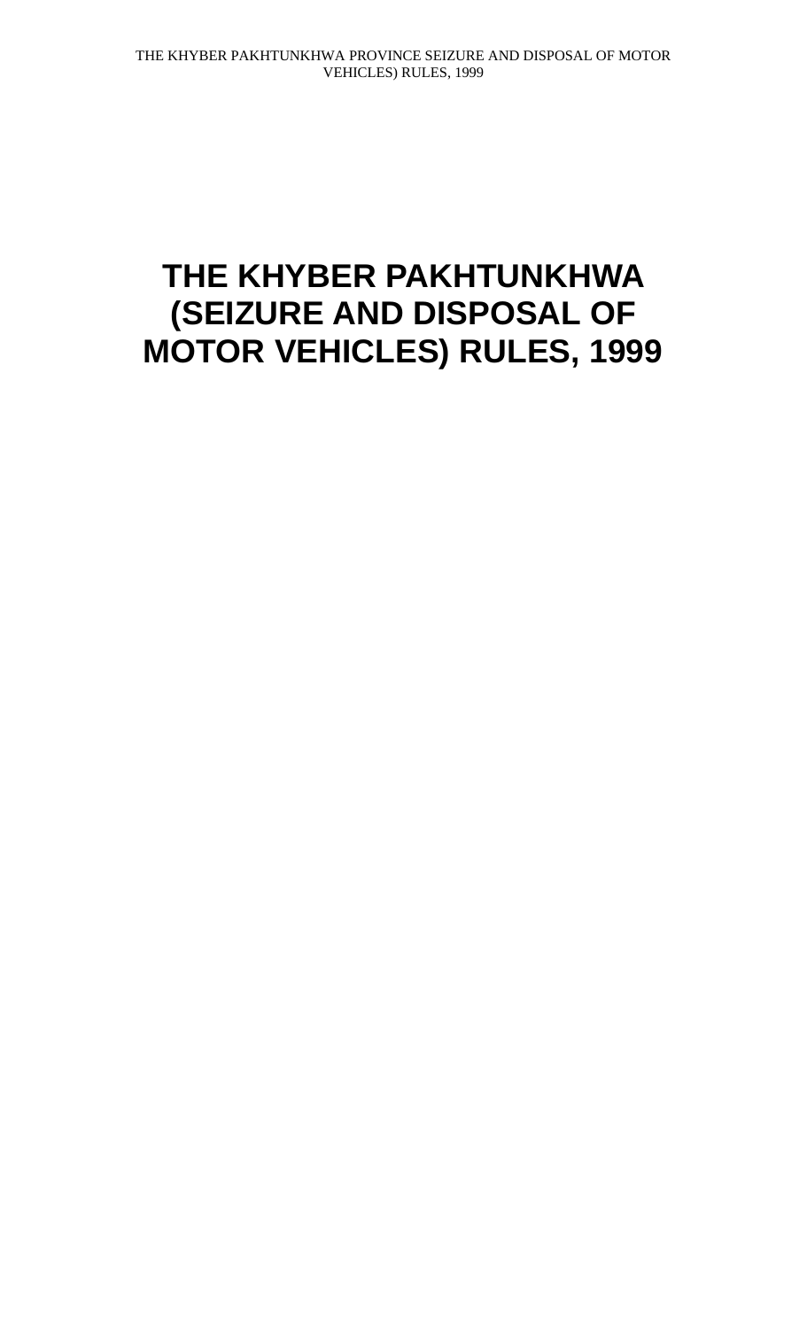# THE KHYBER PAKHTUNKHWA (SEIZURE AND DISPOSAL OF MOTOR VEHICLES) RULES, 1999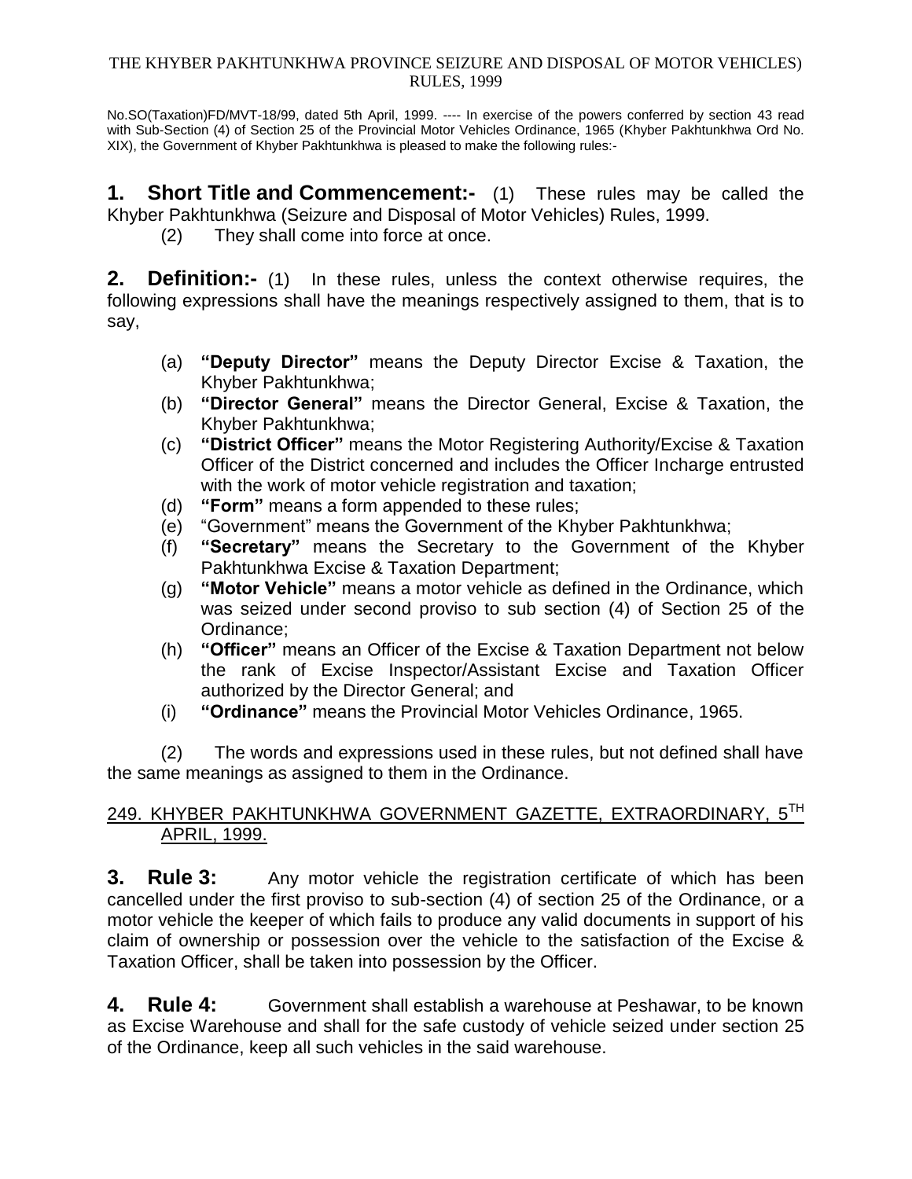THE KHYBER PAKHTUNKHWA PROVINCE SEIZURE AND DISPOSAL OF MOTOR VEHICLES) RULES, 1999

No.SO(Taxation)FD/MVT-18/99, dated 5th April, 1999. ---- In exercise of the powers conferred by section 43 read with Sub-Section (4) of Section 25 of the Provincial Motor Vehicles Ordinance, 1965 (Khyber Pakhtunkhwa Ord No. XIX), the Government of Khyber Pakhtunkhwa is pleased to make the following rules:-

**1. Short Title and Commencement:-** (1) These rules may be called the Khyber Pakhtunkhwa (Seizure and Disposal of Motor Vehicles) Rules, 1999.

(2) They shall come into force at once.

**2. Definition:-** (1) In these rules, unless the context otherwise requires, the following expressions shall have the meanings respectively assigned to them, that is to say,

(a) **"Deputy Director"** means the Deputy Director Excise & Taxation, the Khyber Pakhtunkhwa;
(b) **"Director General"** means the Director General, Excise & Taxation, the Khyber Pakhtunkhwa;
(c) **"District Officer"** means the Motor Registering Authority/Excise & Taxation Officer of the District concerned and includes the Officer Incharge entrusted with the work of motor vehicle registration and taxation;
(d) **"Form"** means a form appended to these rules;
(e) "Government" means the Government of the Khyber Pakhtunkhwa;
(f) **"Secretary"** means the Secretary to the Government of the Khyber Pakhtunkhwa Excise & Taxation Department;
(g) **"Motor Vehicle"** means a motor vehicle as defined in the Ordinance, which was seized under second proviso to sub section (4) of Section 25 of the Ordinance;
(h) **"Officer"** means an Officer of the Excise & Taxation Department not below the rank of Excise Inspector/Assistant Excise and Taxation Officer authorized by the Director General; and
(i) **"Ordinance"** means the Provincial Motor Vehicles Ordinance, 1965.

(2) The words and expressions used in these rules, but not defined shall have the same meanings as assigned to them in the Ordinance.

249. KHYBER PAKHTUNKHWA GOVERNMENT GAZETTE, EXTRAORDINARY, 5TH APRIL, 1999.

**3. Rule 3:** Any motor vehicle the registration certificate of which has been cancelled under the first proviso to sub-section (4) of section 25 of the Ordinance, or a motor vehicle the keeper of which fails to produce any valid documents in support of his claim of ownership or possession over the vehicle to the satisfaction of the Excise & Taxation Officer, shall be taken into possession by the Officer.

**4. Rule 4:** Government shall establish a warehouse at Peshawar, to be known as Excise Warehouse and shall for the safe custody of vehicle seized under section 25 of the Ordinance, keep all such vehicles in the said warehouse.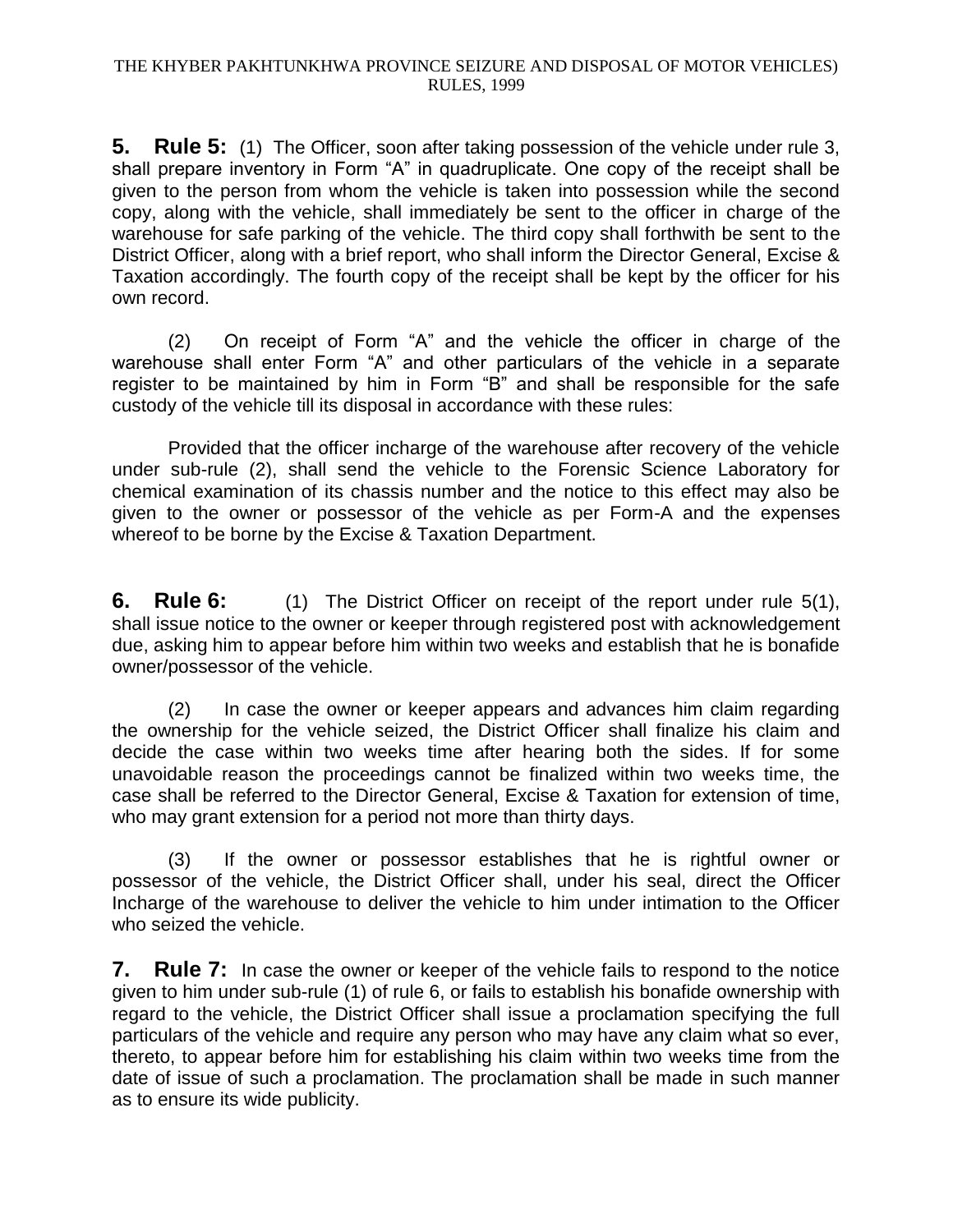**5. Rule 5:** (1) The Officer, soon after taking possession of the vehicle under rule 3, shall prepare inventory in Form "A" in quadruplicate. One copy of the receipt shall be given to the person from whom the vehicle is taken into possession while the second copy, along with the vehicle, shall immediately be sent to the officer in charge of the warehouse for safe parking of the vehicle. The third copy shall forthwith be sent to the District Officer, along with a brief report, who shall inform the Director General, Excise & Taxation accordingly. The fourth copy of the receipt shall be kept by the officer for his own record.

(2) On receipt of Form "A" and the vehicle the officer in charge of the warehouse shall enter Form "A" and other particulars of the vehicle in a separate register to be maintained by him in Form "B" and shall be responsible for the safe custody of the vehicle till its disposal in accordance with these rules:

Provided that the officer incharge of the warehouse after recovery of the vehicle under sub-rule (2), shall send the vehicle to the Forensic Science Laboratory for chemical examination of its chassis number and the notice to this effect may also be given to the owner or possessor of the vehicle as per Form-A and the expenses whereof to be borne by the Excise & Taxation Department.

**6. Rule 6:** (1) The District Officer on receipt of the report under rule 5(1), shall issue notice to the owner or keeper through registered post with acknowledgement due, asking him to appear before him within two weeks and establish that he is bonafide owner/possessor of the vehicle.

(2) In case the owner or keeper appears and advances him claim regarding the ownership for the vehicle seized, the District Officer shall finalize his claim and decide the case within two weeks time after hearing both the sides. If for some unavoidable reason the proceedings cannot be finalized within two weeks time, the case shall be referred to the Director General, Excise & Taxation for extension of time, who may grant extension for a period not more than thirty days.

(3) If the owner or possessor establishes that he is rightful owner or possessor of the vehicle, the District Officer shall, under his seal, direct the Officer Incharge of the warehouse to deliver the vehicle to him under intimation to the Officer who seized the vehicle.

**7. Rule 7:** In case the owner or keeper of the vehicle fails to respond to the notice given to him under sub-rule (1) of rule 6, or fails to establish his bonafide ownership with regard to the vehicle, the District Officer shall issue a proclamation specifying the full particulars of the vehicle and require any person who may have any claim what so ever, thereto, to appear before him for establishing his claim within two weeks time from the date of issue of such a proclamation. The proclamation shall be made in such manner as to ensure its wide publicity.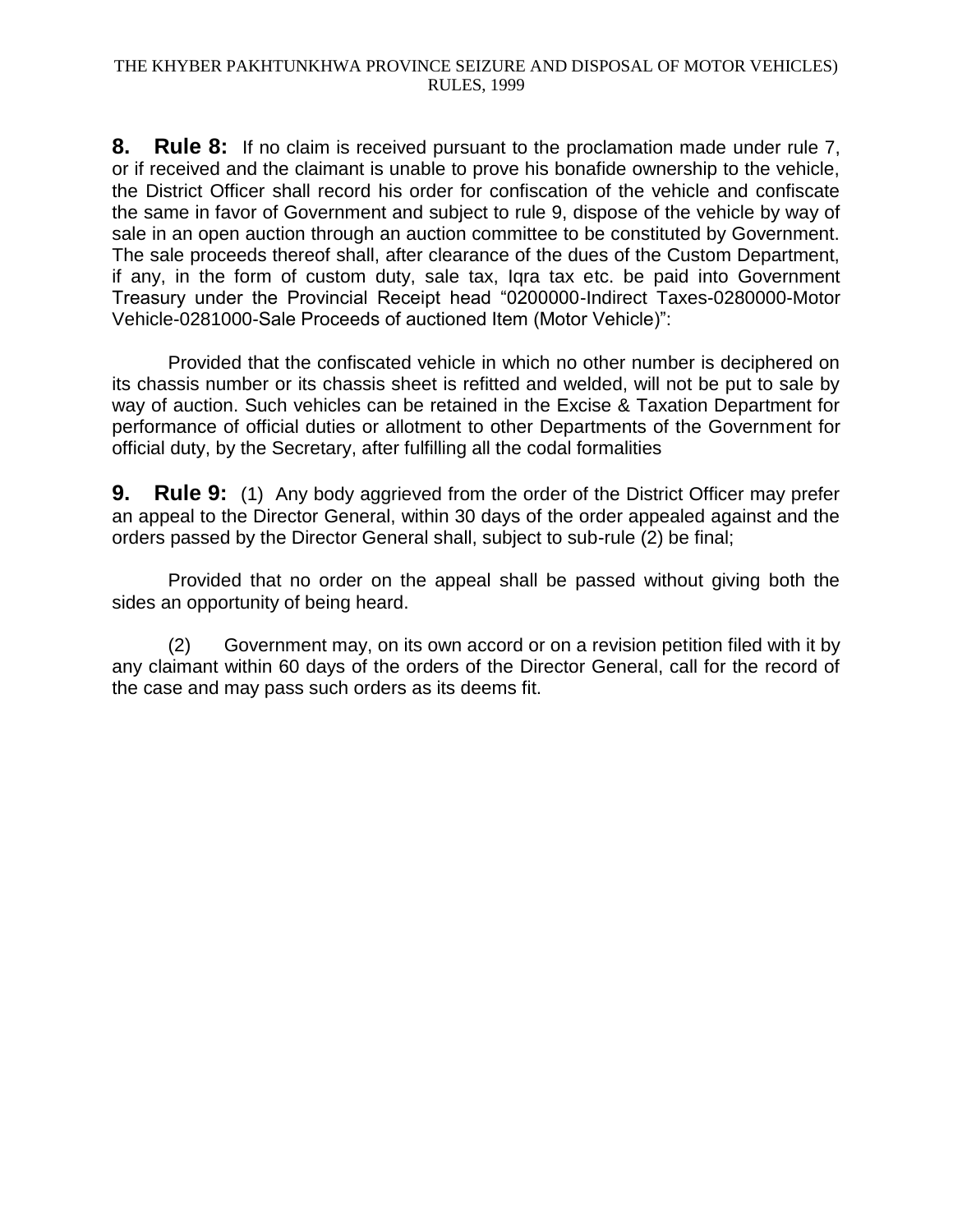**8. Rule 8:** If no claim is received pursuant to the proclamation made under rule 7, or if received and the claimant is unable to prove his bonafide ownership to the vehicle, the District Officer shall record his order for confiscation of the vehicle and confiscate the same in favor of Government and subject to rule 9, dispose of the vehicle by way of sale in an open auction through an auction committee to be constituted by Government. The sale proceeds thereof shall, after clearance of the dues of the Custom Department, if any, in the form of custom duty, sale tax, Iqra tax etc. be paid into Government Treasury under the Provincial Receipt head "0200000-Indirect Taxes-0280000-Motor Vehicle-0281000-Sale Proceeds of auctioned Item (Motor Vehicle)":

Provided that the confiscated vehicle in which no other number is deciphered on its chassis number or its chassis sheet is refitted and welded, will not be put to sale by way of auction. Such vehicles can be retained in the Excise & Taxation Department for performance of official duties or allotment to other Departments of the Government for official duty, by the Secretary, after fulfilling all the codal formalities

**9. Rule 9:** (1) Any body aggrieved from the order of the District Officer may prefer an appeal to the Director General, within 30 days of the order appealed against and the orders passed by the Director General shall, subject to sub-rule (2) be final;

Provided that no order on the appeal shall be passed without giving both the sides an opportunity of being heard.

(2) Government may, on its own accord or on a revision petition filed with it by any claimant within 60 days of the orders of the Director General, call for the record of the case and may pass such orders as its deems fit.